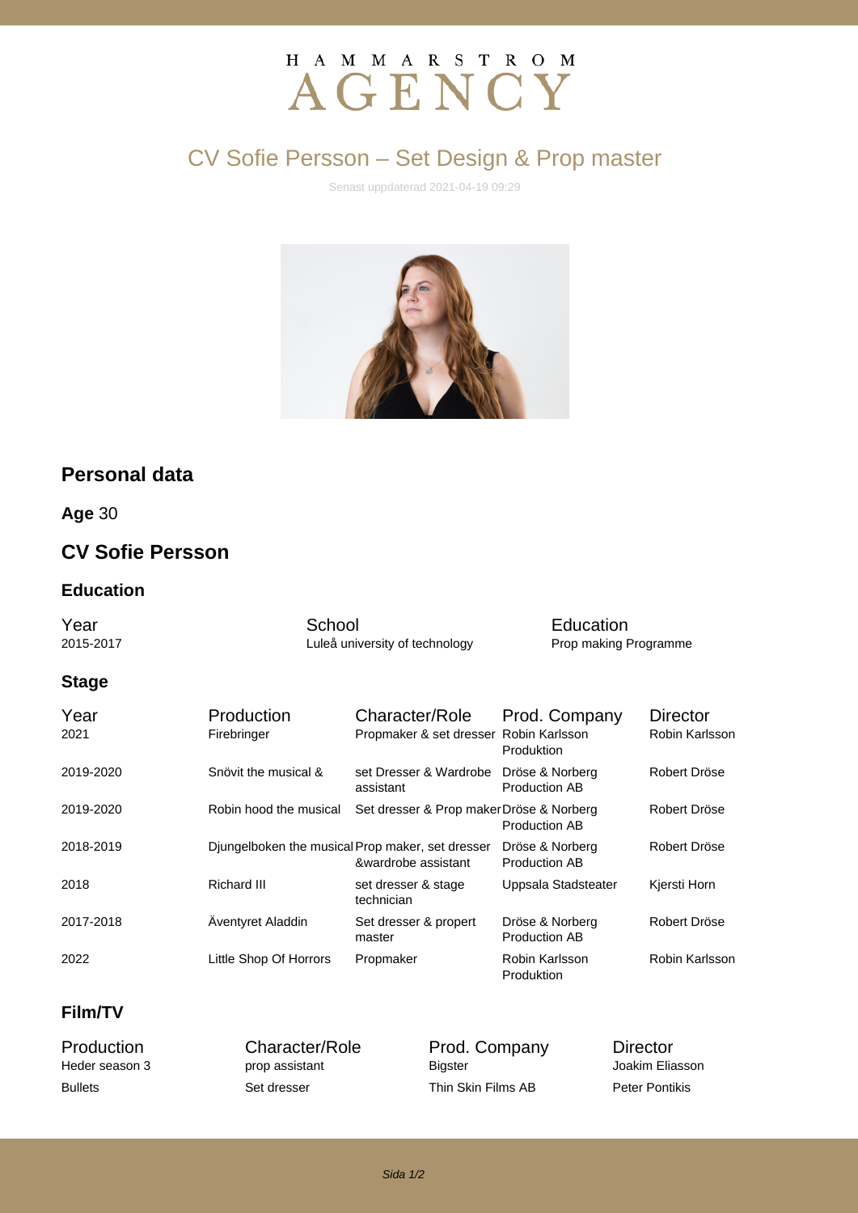HAMMARSTROM AGENCY

# CV Sofie Persson – Set Design & Prop master

Senast uppdaterad 2021-04-19 09:29

## Personal data

**Age** 30

## CV Sofie Persson

### Education

| Year | School | Education |
|---|---|---|
| 2015-2017 | Luleå university of technology | Prop making Programme |

### Stage

| Year | Production | Character/Role | Prod. Company | Director |
|---|---|---|---|---|
| 2021 | Firebringer | Propmaker & set dresser | Robin Karlsson Produktion | Robin Karlsson |
| 2019-2020 | Snövit the musical & | set Dresser & Wardrobe assistant | Dröse & Norberg Production AB | Robert Dröse |
| 2019-2020 | Robin hood the musical | Set dresser & Prop maker | Dröse & Norberg Production AB | Robert Dröse |
| 2018-2019 | Djungelboken the musical | Prop maker, set dresser &wardrobe assistant | Dröse & Norberg Production AB | Robert Dröse |
| 2018 | Richard III | set dresser & stage technician | Uppsala Stadsteater | Kjersti Horn |
| 2017-2018 | Äventyret Aladdin | Set dresser & propert master | Dröse & Norberg Production AB | Robert Dröse |
| 2022 | Little Shop Of Horrors | Propmaker | Robin Karlsson Produktion | Robin Karlsson |

### Film/TV

| Production | Character/Role | Prod. Company | Director |
|---|---|---|---|
| Heder season 3 | prop assistant | Bigster | Joakim Eliasson |
| Bullets | Set dresser | Thin Skin Films AB | Peter Pontikis |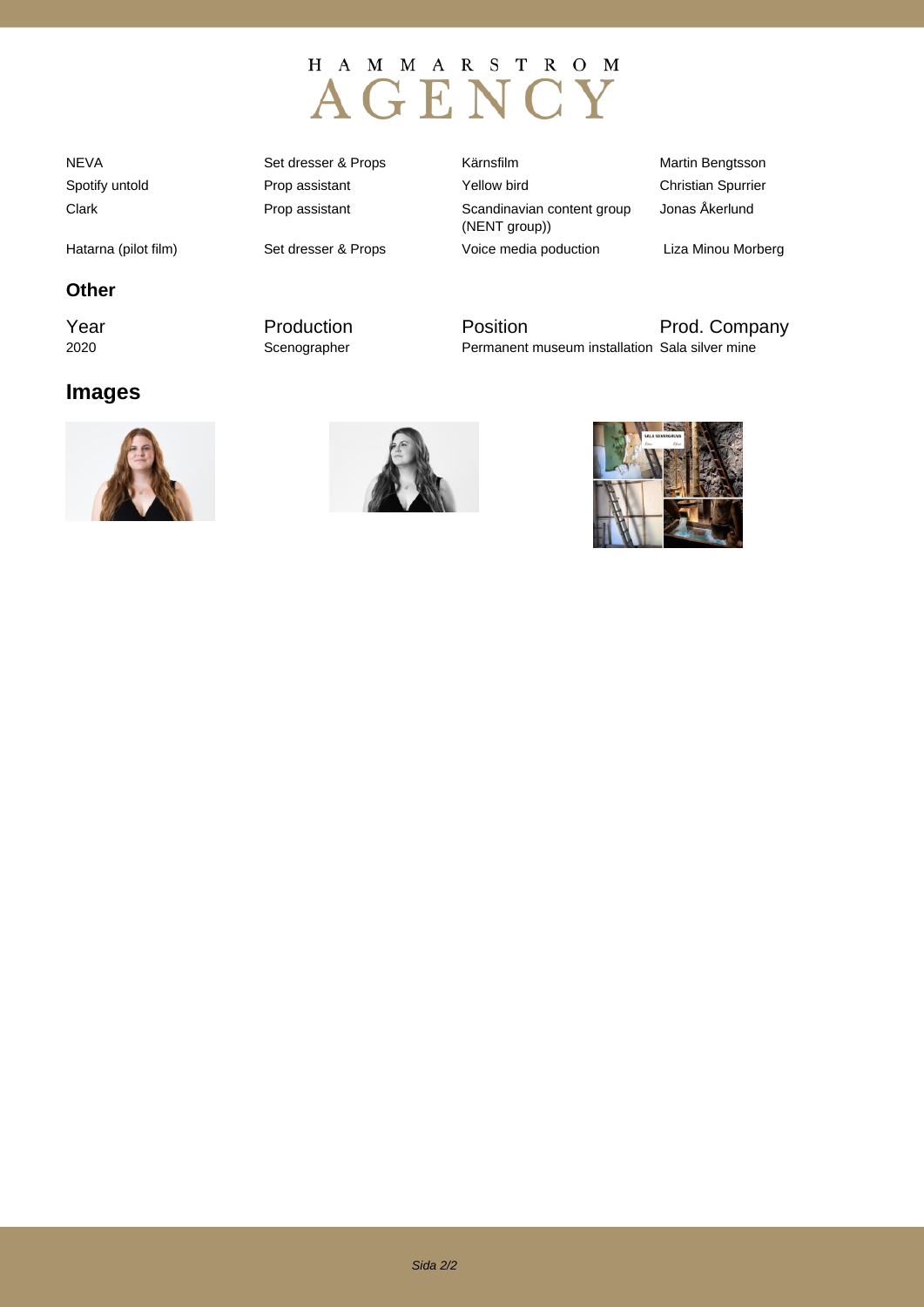HAMMARSTROM

AGENCY

| | | | |
|---|---|---|---|
| NEVA | Set dresser & Props | Kärnsfilm | Martin Bengtsson |
| Spotify untold | Prop assistant | Yellow bird | Christian Spurrier |
| Clark | Prop assistant | Scandinavian content group (NENT group)) | Jonas Åkerlund |
| Hatarna (pilot film) | Set dresser & Props | Voice media poduction | Liza Minou Morberg |

## Other

| Year | Production | Position | Prod. Company |
|---|---|---|---|
| 2020 | Scenographer | Permanent museum installation | Sala silver mine |

## Images